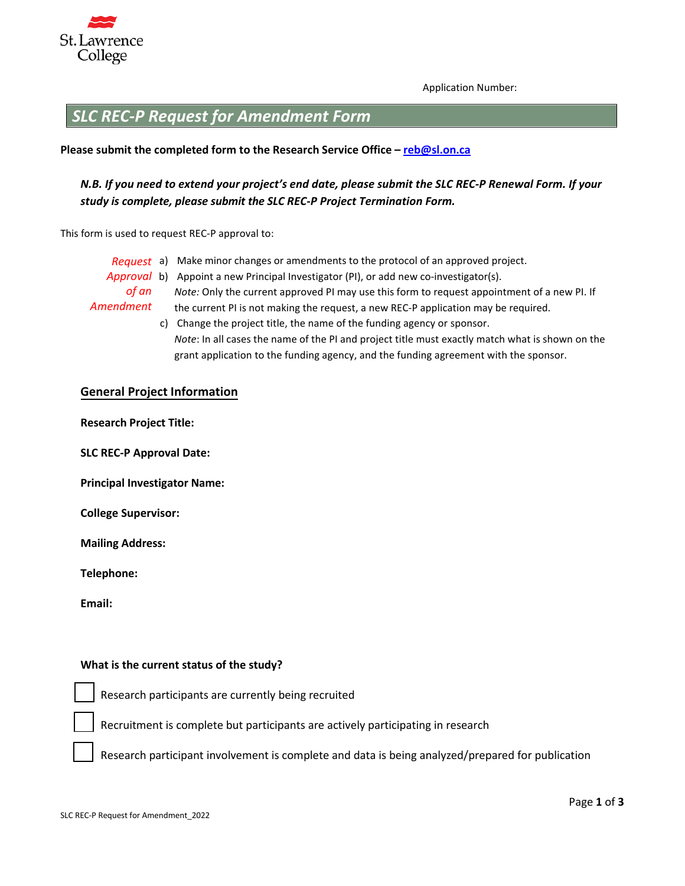St. Lawrence College

Application Number:

# SLC REC-P Request for Amendment Form

**Please submit the completed form to the Research Service Office – reb@sl.on.ca**

***N.B. If you need to extend your project's end date, please submit the SLC REC-P Renewal Form. If your study is complete, please submit the SLC REC-P Project Termination Form.***

This form is used to request REC-P approval to:

*Request Approval of an Amendment*

a) Make minor changes or amendments to the protocol of an approved project.

b) Appoint a new Principal Investigator (PI), or add new co-investigator(s).
*Note:* Only the current approved PI may use this form to request appointment of a new PI. If the current PI is not making the request, a new REC-P application may be required.

c) Change the project title, the name of the funding agency or sponsor.
*Note*: In all cases the name of the PI and project title must exactly match what is shown on the grant application to the funding agency, and the funding agreement with the sponsor.

## General Project Information

**Research Project Title:**

**SLC REC-P Approval Date:**

**Principal Investigator Name:**

**College Supervisor:**

**Mailing Address:**

**Telephone:**

**Email:**

**What is the current status of the study?**

☐ Research participants are currently being recruited

☐ Recruitment is complete but participants are actively participating in research

☐ Research participant involvement is complete and data is being analyzed/prepared for publication

SLC REC-P Request for Amendment_2022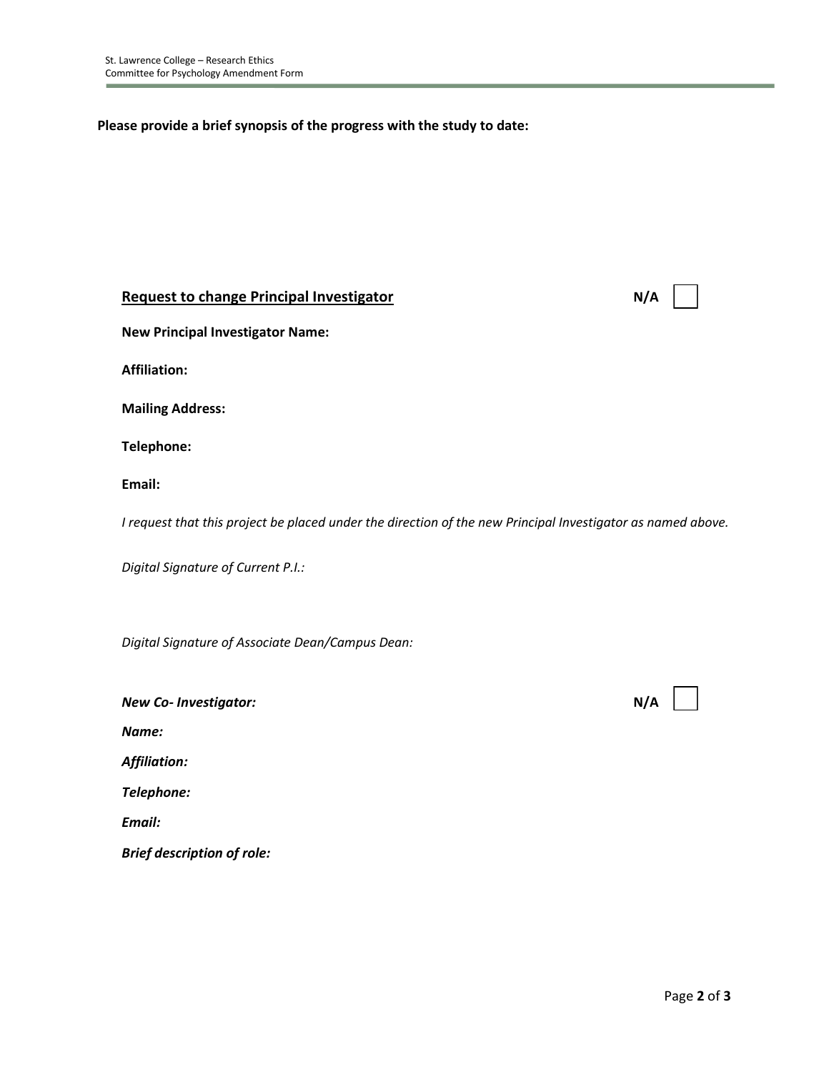**Please provide a brief synopsis of the progress with the study to date:**

## Request to change Principal Investigator

**N/A** ☐

**New Principal Investigator Name:**

**Affiliation:**

**Mailing Address:**

**Telephone:**

**Email:**

*I request that this project be placed under the direction of the new Principal Investigator as named above.*

*Digital Signature of Current P.I.:*

*Digital Signature of Associate Dean/Campus Dean:*

***New Co- Investigator:***

**N/A** ☐

***Name:***

***Affiliation:***

***Telephone:***

***Email:***

***Brief description of role:***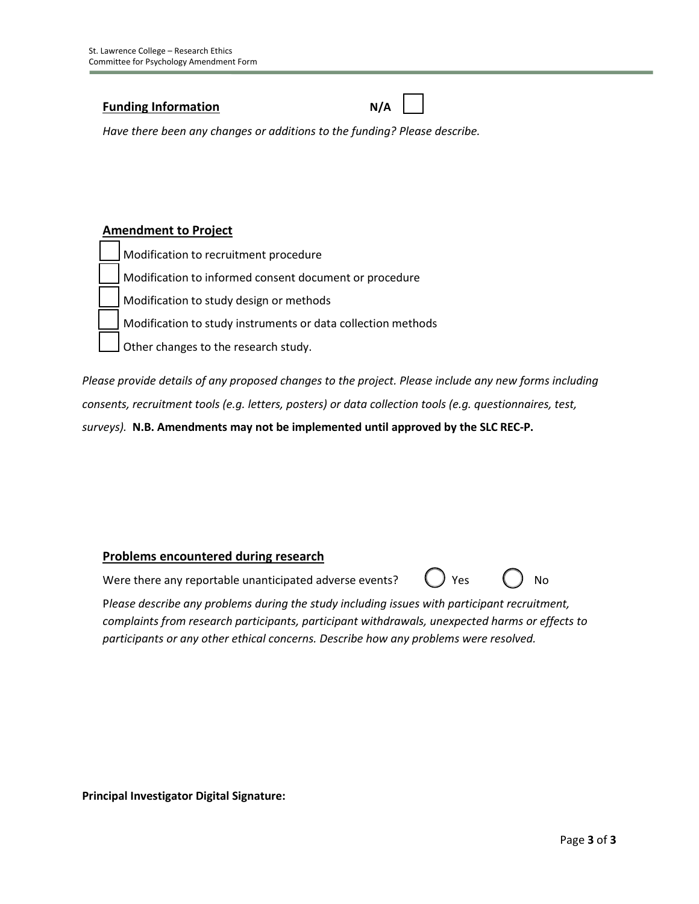**Funding Information** N/A ☐

*Have there been any changes or additions to the funding? Please describe.*

**Amendment to Project**

- ☐ Modification to recruitment procedure
- ☐ Modification to informed consent document or procedure
- ☐ Modification to study design or methods
- ☐ Modification to study instruments or data collection methods
- ☐ Other changes to the research study.

*Please provide details of any proposed changes to the project. Please include any new forms including consents, recruitment tools (e.g. letters, posters) or data collection tools (e.g. questionnaires, test, surveys).* **N.B. Amendments may not be implemented until approved by the SLC REC-P.**

**Problems encountered during research**

Were there any reportable unanticipated adverse events? ◯ Yes ◯ No

P*lease describe any problems during the study including issues with participant recruitment, complaints from research participants, participant withdrawals, unexpected harms or effects to participants or any other ethical concerns. Describe how any problems were resolved.*

**Principal Investigator Digital Signature:**